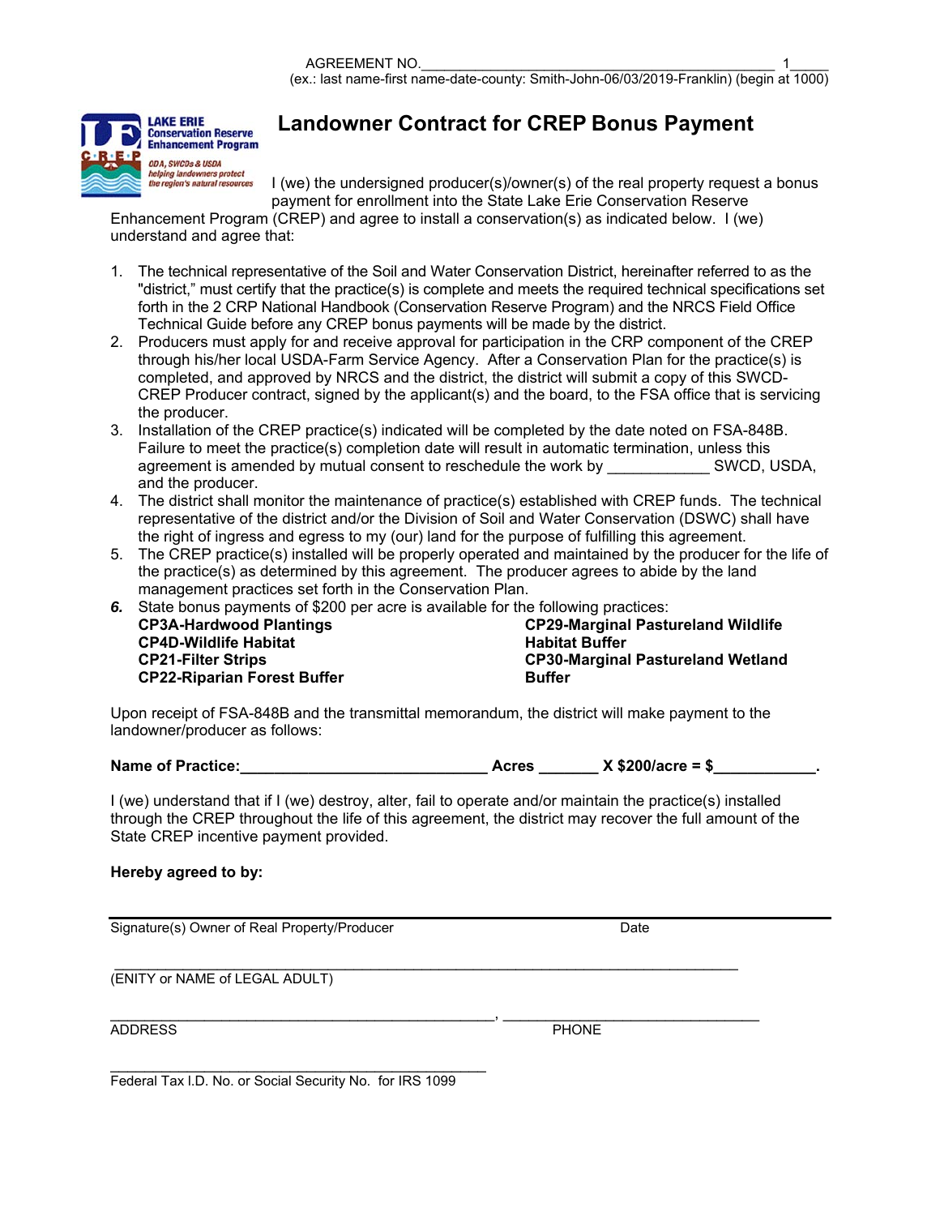AGREEMENT NO.\_\_\_\_\_\_\_\_\_\_\_\_\_\_\_\_\_\_\_\_\_\_\_\_\_\_\_\_\_\_\_\_\_\_\_\_\_\_\_\_\_\_\_\_ 1\_\_\_\_\_
(ex.: last name-first name-date-county: Smith-John-06/03/2019-Franklin) (begin at 1000)

LAKE ERIE Conservation Reserve Enhancement Program
ODA, SWCDs & USDA helping landowners protect the region's natural resources

# Landowner Contract for CREP Bonus Payment

I (we) the undersigned producer(s)/owner(s) of the real property request a bonus payment for enrollment into the State Lake Erie Conservation Reserve Enhancement Program (CREP) and agree to install a conservation(s) as indicated below. I (we) understand and agree that:

1. The technical representative of the Soil and Water Conservation District, hereinafter referred to as the "district," must certify that the practice(s) is complete and meets the required technical specifications set forth in the 2 CRP National Handbook (Conservation Reserve Program) and the NRCS Field Office Technical Guide before any CREP bonus payments will be made by the district.
2. Producers must apply for and receive approval for participation in the CRP component of the CREP through his/her local USDA-Farm Service Agency. After a Conservation Plan for the practice(s) is completed, and approved by NRCS and the district, the district will submit a copy of this SWCD-CREP Producer contract, signed by the applicant(s) and the board, to the FSA office that is servicing the producer.
3. Installation of the CREP practice(s) indicated will be completed by the date noted on FSA-848B. Failure to meet the practice(s) completion date will result in automatic termination, unless this agreement is amended by mutual consent to reschedule the work by \_\_\_\_\_\_\_\_\_\_\_\_ SWCD, USDA, and the producer.
4. The district shall monitor the maintenance of practice(s) established with CREP funds. The technical representative of the district and/or the Division of Soil and Water Conservation (DSWC) shall have the right of ingress and egress to my (our) land for the purpose of fulfilling this agreement.
5. The CREP practice(s) installed will be properly operated and maintained by the producer for the life of the practice(s) as determined by this agreement. The producer agrees to abide by the land management practices set forth in the Conservation Plan.
6. State bonus payments of $200 per acre is available for the following practices:
   - **CP3A-Hardwood Plantings**
   - **CP4D-Wildlife Habitat**
   - **CP21-Filter Strips**
   - **CP22-Riparian Forest Buffer**
   - **CP29-Marginal Pastureland Wildlife Habitat Buffer**
   - **CP30-Marginal Pastureland Wetland Buffer**

Upon receipt of FSA-848B and the transmittal memorandum, the district will make payment to the landowner/producer as follows:

**Name of Practice:\_\_\_\_\_\_\_\_\_\_\_\_\_\_\_\_\_\_\_\_\_\_\_\_\_\_\_\_\_\_ Acres \_\_\_\_\_\_\_ X $200/acre = $\_\_\_\_\_\_\_\_\_\_\_\_.**

I (we) understand that if I (we) destroy, alter, fail to operate and/or maintain the practice(s) installed through the CREP throughout the life of this agreement, the district may recover the full amount of the State CREP incentive payment provided.

**Hereby agreed to by:**

\_\_\_\_\_\_\_\_\_\_\_\_\_\_\_\_\_\_\_\_\_\_\_\_\_\_\_\_\_\_\_\_\_\_\_\_\_\_\_\_\_\_\_\_\_\_\_\_\_\_\_\_\_\_\_\_\_\_\_\_\_\_\_\_\_\_\_\_\_\_\_\_\_\_\_\_\_\_
Signature(s) Owner of Real Property/Producer Date

\_\_\_\_\_\_\_\_\_\_\_\_\_\_\_\_\_\_\_\_\_\_\_\_\_\_\_\_\_\_\_\_\_\_\_\_\_\_\_\_\_\_\_\_\_\_\_\_\_\_\_\_\_\_\_\_\_\_\_\_\_\_\_\_\_\_\_\_\_\_\_\_\_\_\_\_\_\_
(ENITY or NAME of LEGAL ADULT)

\_\_\_\_\_\_\_\_\_\_\_\_\_\_\_\_\_\_\_\_\_\_\_\_\_\_\_\_\_\_\_\_\_\_\_\_\_\_\_\_\_\_\_\_\_\_\_\_, \_\_\_\_\_\_\_\_\_\_\_\_\_\_\_\_\_\_\_\_\_\_\_\_\_\_\_\_\_\_\_\_\_\_
ADDRESS PHONE

\_\_\_\_\_\_\_\_\_\_\_\_\_\_\_\_\_\_\_\_\_\_\_\_\_\_\_\_\_\_\_\_\_\_\_\_\_\_\_\_\_\_\_\_\_\_\_\_
Federal Tax I.D. No. or Social Security No. for IRS 1099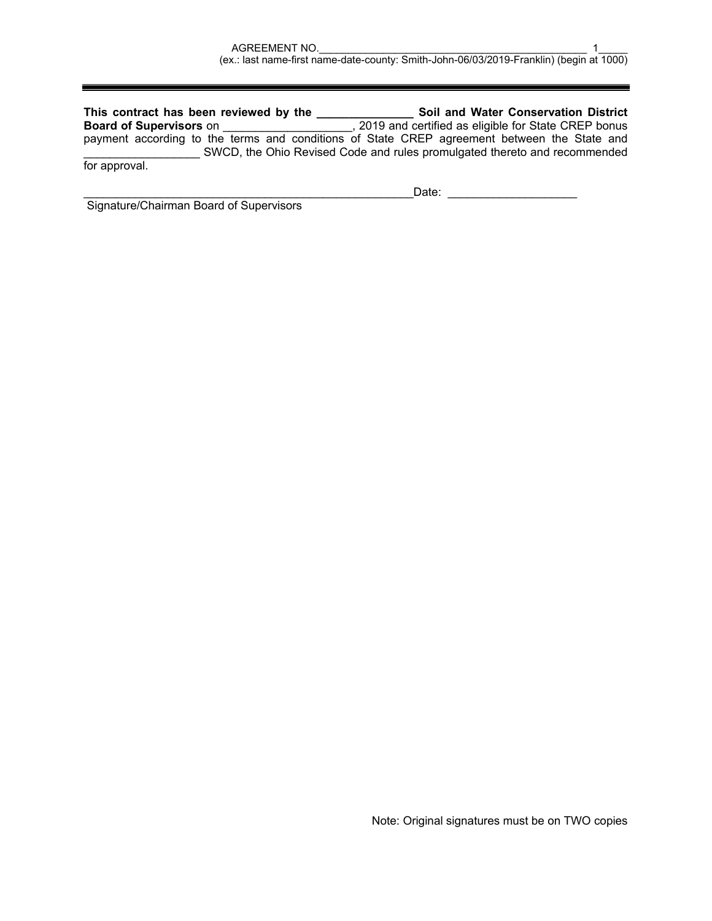AGREEMENT NO.______________________________________________ 1_____
(ex.: last name-first name-date-county: Smith-John-06/03/2019-Franklin) (begin at 1000)

---

**This contract has been reviewed by the _______________ Soil and Water Conservation District Board of Supervisors** on ____________________, 2019 and certified as eligible for State CREP bonus payment according to the terms and conditions of State CREP agreement between the State and __________________ SWCD, the Ohio Revised Code and rules promulgated thereto and recommended for approval.

_____________________________________________________Date: ____________________
Signature/Chairman Board of Supervisors

Note: Original signatures must be on TWO copies